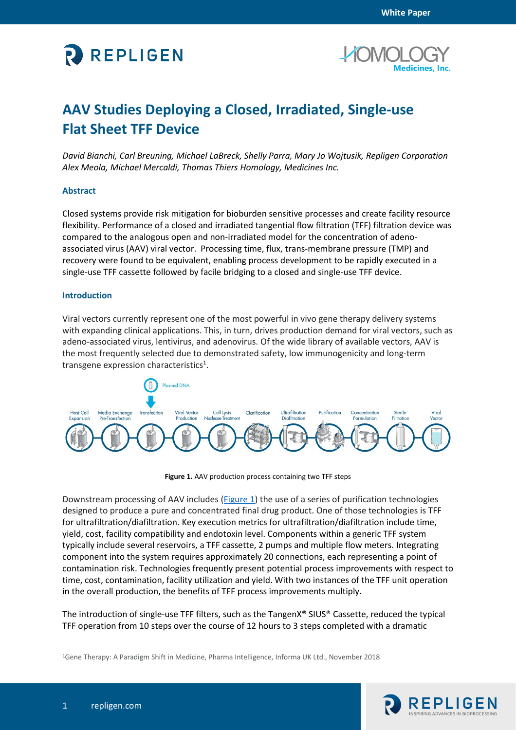# AAV Studies Deploying a Closed, Irradiated, Single-use Flat Sheet TFF Device

*David Bianchi, Carl Breuning, Michael LaBreck, Shelly Parra, Mary Jo Wojtusik, Repligen Corporation*
*Alex Meola, Michael Mercaldi, Thomas Thiers Homology, Medicines Inc.*

## Abstract

Closed systems provide risk mitigation for bioburden sensitive processes and create facility resource flexibility. Performance of a closed and irradiated tangential flow filtration (TFF) filtration device was compared to the analogous open and non-irradiated model for the concentration of adeno-associated virus (AAV) viral vector. Processing time, flux, trans-membrane pressure (TMP) and recovery were found to be equivalent, enabling process development to be rapidly executed in a single-use TFF cassette followed by facile bridging to a closed and single-use TFF device.

## Introduction

Viral vectors currently represent one of the most powerful in vivo gene therapy delivery systems with expanding clinical applications. This, in turn, drives production demand for viral vectors, such as adeno-associated virus, lentivirus, and adenovirus. Of the wide library of available vectors, AAV is the most frequently selected due to demonstrated safety, low immunogenicity and long-term transgene expression characteristics[1].

**Figure 1.** AAV production process containing two TFF steps

Downstream processing of AAV includes (Figure 1) the use of a series of purification technologies designed to produce a pure and concentrated final drug product. One of those technologies is TFF for ultrafiltration/diafiltration. Key execution metrics for ultrafiltration/diafiltration include time, yield, cost, facility compatibility and endotoxin level. Components within a generic TFF system typically include several reservoirs, a TFF cassette, 2 pumps and multiple flow meters. Integrating component into the system requires approximately 20 connections, each representing a point of contamination risk. Technologies frequently present potential process improvements with respect to time, cost, contamination, facility utilization and yield. With two instances of the TFF unit operation in the overall production, the benefits of TFF process improvements multiply.

The introduction of single-use TFF filters, such as the TangenX® SIUS® Cassette, reduced the typical TFF operation from 10 steps over the course of 12 hours to 3 steps completed with a dramatic

[1]Gene Therapy: A Paradigm Shift in Medicine, Pharma Intelligence, Informa UK Ltd., November 2018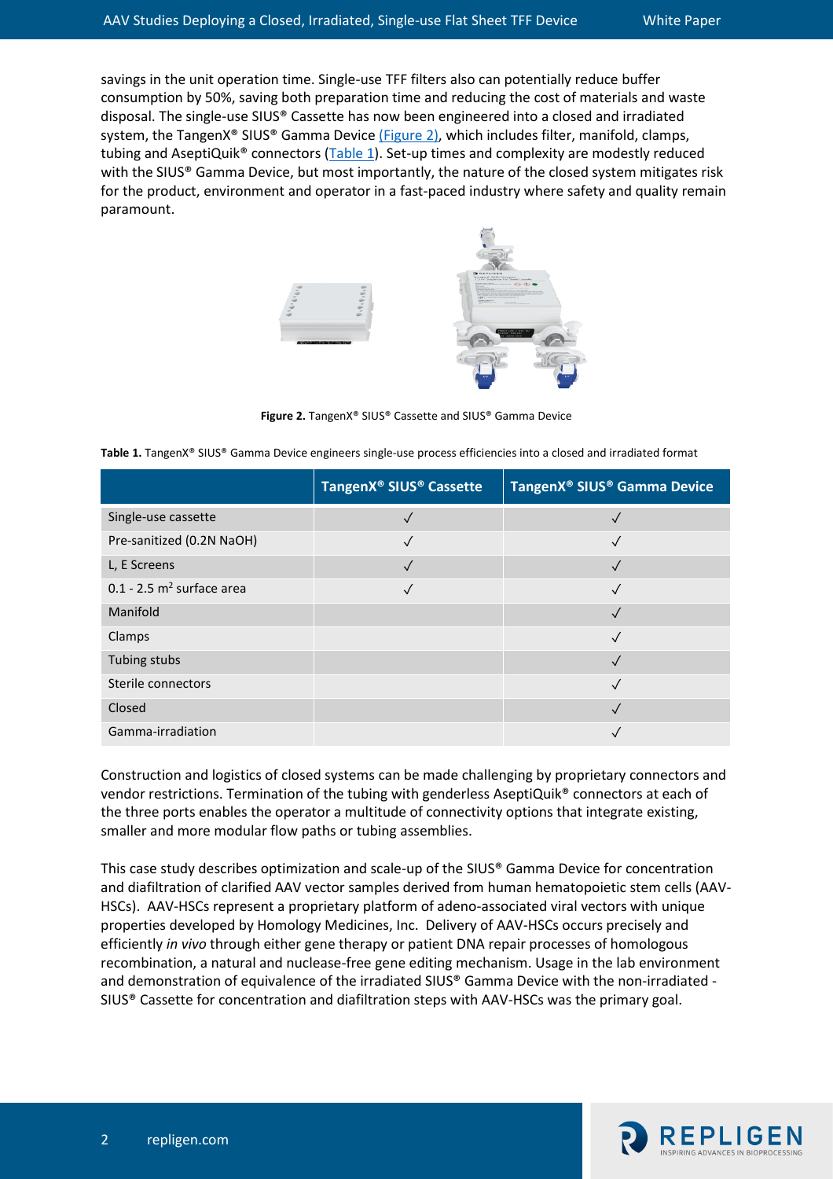savings in the unit operation time. Single-use TFF filters also can potentially reduce buffer consumption by 50%, saving both preparation time and reducing the cost of materials and waste disposal. The single-use SIUS® Cassette has now been engineered into a closed and irradiated system, the TangenX® SIUS® Gamma Device (Figure 2), which includes filter, manifold, clamps, tubing and AseptiQuik® connectors (Table 1). Set-up times and complexity are modestly reduced with the SIUS® Gamma Device, but most importantly, the nature of the closed system mitigates risk for the product, environment and operator in a fast-paced industry where safety and quality remain paramount.

**Figure 2.** TangenX® SIUS® Cassette and SIUS® Gamma Device

**Table 1.** TangenX® SIUS® Gamma Device engineers single-use process efficiencies into a closed and irradiated format

| | TangenX® SIUS® Cassette | TangenX® SIUS® Gamma Device |
|---|---|---|
| Single-use cassette | ✓ | ✓ |
| Pre-sanitized (0.2N NaOH) | ✓ | ✓ |
| L, E Screens | ✓ | ✓ |
| 0.1 - 2.5 $m^2$ surface area | ✓ | ✓ |
| Manifold | | ✓ |
| Clamps | | ✓ |
| Tubing stubs | | ✓ |
| Sterile connectors | | ✓ |
| Closed | | ✓ |
| Gamma-irradiation | | ✓ |

Construction and logistics of closed systems can be made challenging by proprietary connectors and vendor restrictions. Termination of the tubing with genderless AseptiQuik® connectors at each of the three ports enables the operator a multitude of connectivity options that integrate existing, smaller and more modular flow paths or tubing assemblies.

This case study describes optimization and scale-up of the SIUS® Gamma Device for concentration and diafiltration of clarified AAV vector samples derived from human hematopoietic stem cells (AAV-HSCs). AAV-HSCs represent a proprietary platform of adeno-associated viral vectors with unique properties developed by Homology Medicines, Inc. Delivery of AAV-HSCs occurs precisely and efficiently *in vivo* through either gene therapy or patient DNA repair processes of homologous recombination, a natural and nuclease-free gene editing mechanism. Usage in the lab environment and demonstration of equivalence of the irradiated SIUS® Gamma Device with the non-irradiated - SIUS® Cassette for concentration and diafiltration steps with AAV-HSCs was the primary goal.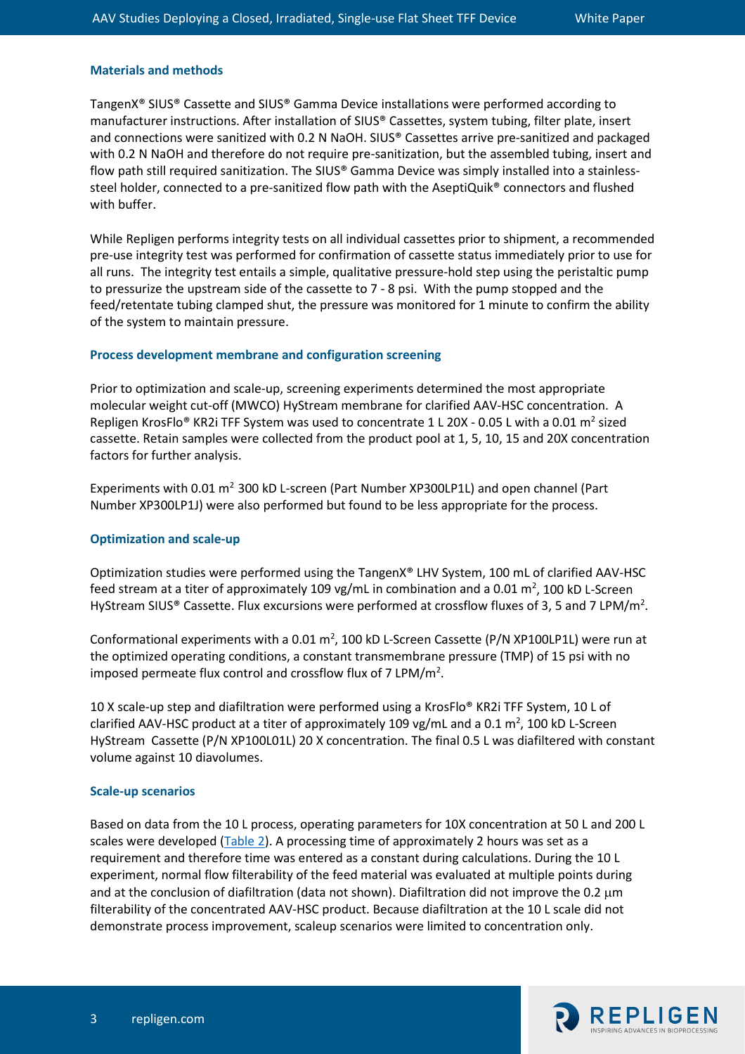### Materials and methods

TangenX® SIUS® Cassette and SIUS® Gamma Device installations were performed according to manufacturer instructions. After installation of SIUS® Cassettes, system tubing, filter plate, insert and connections were sanitized with 0.2 N NaOH. SIUS® Cassettes arrive pre-sanitized and packaged with 0.2 N NaOH and therefore do not require pre-sanitization, but the assembled tubing, insert and flow path still required sanitization. The SIUS® Gamma Device was simply installed into a stainless-steel holder, connected to a pre-sanitized flow path with the AseptiQuik® connectors and flushed with buffer.

While Repligen performs integrity tests on all individual cassettes prior to shipment, a recommended pre-use integrity test was performed for confirmation of cassette status immediately prior to use for all runs. The integrity test entails a simple, qualitative pressure-hold step using the peristaltic pump to pressurize the upstream side of the cassette to 7 - 8 psi. With the pump stopped and the feed/retentate tubing clamped shut, the pressure was monitored for 1 minute to confirm the ability of the system to maintain pressure.

### Process development membrane and configuration screening

Prior to optimization and scale-up, screening experiments determined the most appropriate molecular weight cut-off (MWCO) HyStream membrane for clarified AAV-HSC concentration. A Repligen KrosFlo® KR2i TFF System was used to concentrate 1 L 20X - 0.05 L with a 0.01 $m^2$ sized cassette. Retain samples were collected from the product pool at 1, 5, 10, 15 and 20X concentration factors for further analysis.

Experiments with 0.01 $m^2$ 300 kD L-screen (Part Number XP300LP1L) and open channel (Part Number XP300LP1J) were also performed but found to be less appropriate for the process.

### Optimization and scale-up

Optimization studies were performed using the TangenX® LHV System, 100 mL of clarified AAV-HSC feed stream at a titer of approximately 109 vg/mL in combination and a 0.01 $m^2$, 100 kD L-Screen HyStream SIUS® Cassette. Flux excursions were performed at crossflow fluxes of 3, 5 and 7 LPM/$m^2$.

Conformational experiments with a 0.01 $m^2$, 100 kD L-Screen Cassette (P/N XP100LP1L) were run at the optimized operating conditions, a constant transmembrane pressure (TMP) of 15 psi with no imposed permeate flux control and crossflow flux of 7 LPM/$m^2$.

10 X scale-up step and diafiltration were performed using a KrosFlo® KR2i TFF System, 10 L of clarified AAV-HSC product at a titer of approximately 109 vg/mL and a 0.1 $m^2$, 100 kD L-Screen HyStream Cassette (P/N XP100L01L) 20 X concentration. The final 0.5 L was diafiltered with constant volume against 10 diavolumes.

### Scale-up scenarios

Based on data from the 10 L process, operating parameters for 10X concentration at 50 L and 200 L scales were developed (Table 2). A processing time of approximately 2 hours was set as a requirement and therefore time was entered as a constant during calculations. During the 10 L experiment, normal flow filterability of the feed material was evaluated at multiple points during and at the conclusion of diafiltration (data not shown). Diafiltration did not improve the 0.2 μm filterability of the concentrated AAV-HSC product. Because diafiltration at the 10 L scale did not demonstrate process improvement, scaleup scenarios were limited to concentration only.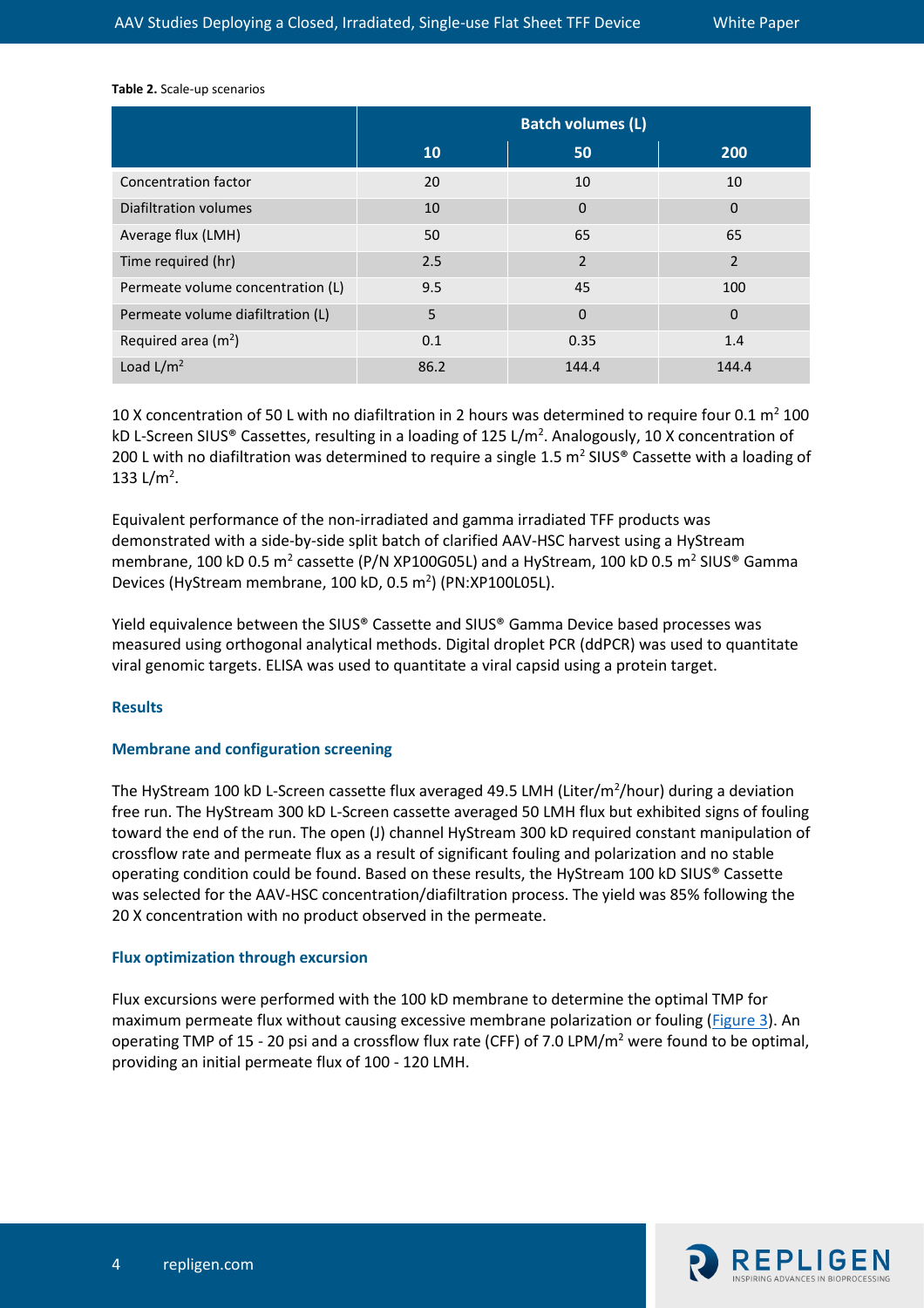**Table 2.** Scale-up scenarios

| | Batch volumes (L) | | |
|---|---|---|---|
| | 10 | 50 | 200 |
| Concentration factor | 20 | 10 | 10 |
| Diafiltration volumes | 10 | 0 | 0 |
| Average flux (LMH) | 50 | 65 | 65 |
| Time required (hr) | 2.5 | 2 | 2 |
| Permeate volume concentration (L) | 9.5 | 45 | 100 |
| Permeate volume diafiltration (L) | 5 | 0 | 0 |
| Required area ($m^2$) | 0.1 | 0.35 | 1.4 |
| Load L/$m^2$ | 86.2 | 144.4 | 144.4 |

10 X concentration of 50 L with no diafiltration in 2 hours was determined to require four 0.1 $m^2$ 100 kD L-Screen SIUS® Cassettes, resulting in a loading of 125 L/$m^2$. Analogously, 10 X concentration of 200 L with no diafiltration was determined to require a single 1.5 $m^2$ SIUS® Cassette with a loading of 133 L/$m^2$.

Equivalent performance of the non-irradiated and gamma irradiated TFF products was demonstrated with a side-by-side split batch of clarified AAV-HSC harvest using a HyStream membrane, 100 kD 0.5 $m^2$ cassette (P/N XP100G05L) and a HyStream, 100 kD 0.5 $m^2$ SIUS® Gamma Devices (HyStream membrane, 100 kD, 0.5 $m^2$) (PN:XP100L05L).

Yield equivalence between the SIUS® Cassette and SIUS® Gamma Device based processes was measured using orthogonal analytical methods. Digital droplet PCR (ddPCR) was used to quantitate viral genomic targets. ELISA was used to quantitate a viral capsid using a protein target.

## Results

### Membrane and configuration screening

The HyStream 100 kD L-Screen cassette flux averaged 49.5 LMH (Liter/$m^2$/hour) during a deviation free run. The HyStream 300 kD L-Screen cassette averaged 50 LMH flux but exhibited signs of fouling toward the end of the run. The open (J) channel HyStream 300 kD required constant manipulation of crossflow rate and permeate flux as a result of significant fouling and polarization and no stable operating condition could be found. Based on these results, the HyStream 100 kD SIUS® Cassette was selected for the AAV-HSC concentration/diafiltration process. The yield was 85% following the 20 X concentration with no product observed in the permeate.

### Flux optimization through excursion

Flux excursions were performed with the 100 kD membrane to determine the optimal TMP for maximum permeate flux without causing excessive membrane polarization or fouling (Figure 3). An operating TMP of 15 - 20 psi and a crossflow flux rate (CFF) of 7.0 LPM/$m^2$ were found to be optimal, providing an initial permeate flux of 100 - 120 LMH.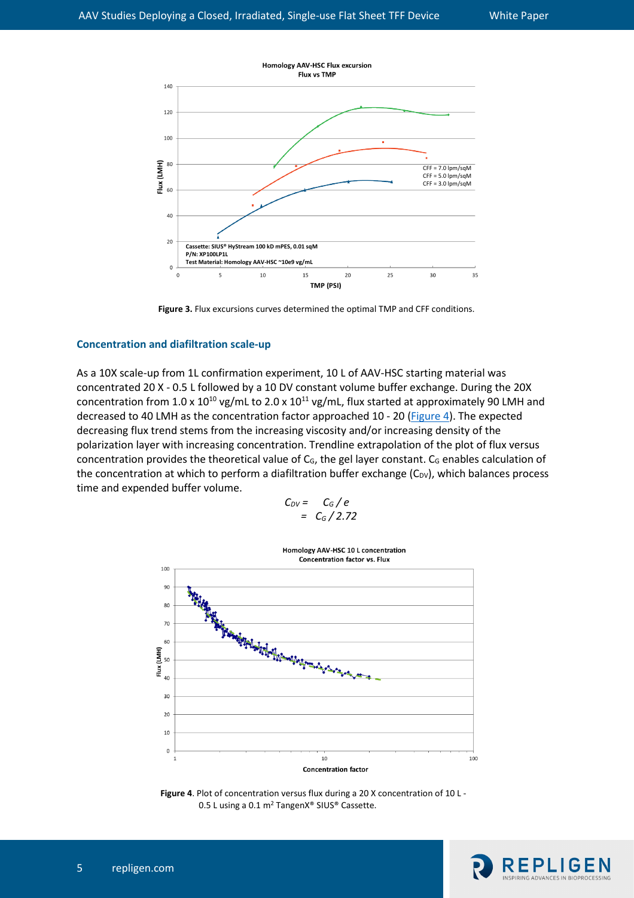Figure 3. Flux excursions curves determined the optimal TMP and CFF conditions.

## Concentration and diafiltration scale-up

As a 10X scale-up from 1L confirmation experiment, 10 L of AAV-HSC starting material was concentrated 20 X - 0.5 L followed by a 10 DV constant volume buffer exchange. During the 20X concentration from 1.0 x $10^{10}$ vg/mL to 2.0 x $10^{11}$ vg/mL, flux started at approximately 90 LMH and decreased to 40 LMH as the concentration factor approached 10 - 20 (Figure 4). The expected decreasing flux trend stems from the increasing viscosity and/or increasing density of the polarization layer with increasing concentration. Trendline extrapolation of the plot of flux versus concentration provides the theoretical value of $C_G$, the gel layer constant. $C_G$ enables calculation of the concentration at which to perform a diafiltration buffer exchange ($C_{DV}$), which balances process time and expended buffer volume.

$$C_{DV} = C_G / e$$
$$= C_G / 2.72$$

**Figure 4**. Plot of concentration versus flux during a 20 X concentration of 10 L - 0.5 L using a 0.1 m² TangenX® SIUS® Cassette.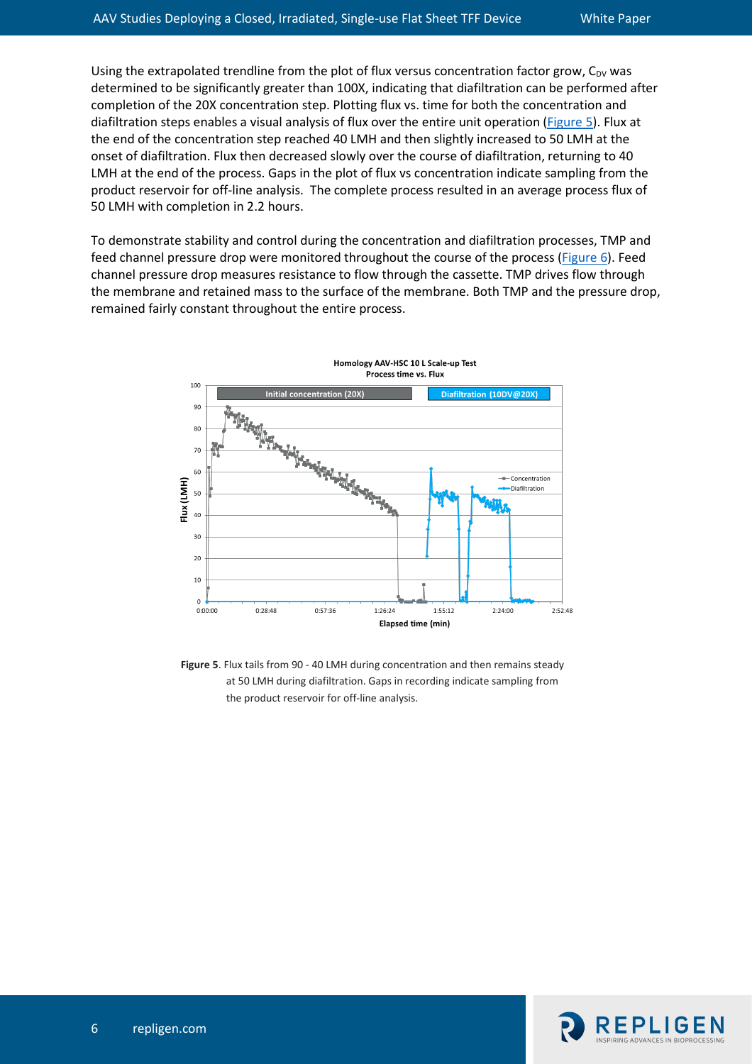Using the extrapolated trendline from the plot of flux versus concentration factor grow, $C_{DV}$ was determined to be significantly greater than 100X, indicating that diafiltration can be performed after completion of the 20X concentration step. Plotting flux vs. time for both the concentration and diafiltration steps enables a visual analysis of flux over the entire unit operation (Figure 5). Flux at the end of the concentration step reached 40 LMH and then slightly increased to 50 LMH at the onset of diafiltration. Flux then decreased slowly over the course of diafiltration, returning to 40 LMH at the end of the process. Gaps in the plot of flux vs concentration indicate sampling from the product reservoir for off-line analysis. The complete process resulted in an average process flux of 50 LMH with completion in 2.2 hours.

To demonstrate stability and control during the concentration and diafiltration processes, TMP and feed channel pressure drop were monitored throughout the course of the process (Figure 6). Feed channel pressure drop measures resistance to flow through the cassette. TMP drives flow through the membrane and retained mass to the surface of the membrane. Both TMP and the pressure drop, remained fairly constant throughout the entire process.

**Figure 5**. Flux tails from 90 - 40 LMH during concentration and then remains steady at 50 LMH during diafiltration. Gaps in recording indicate sampling from the product reservoir for off-line analysis.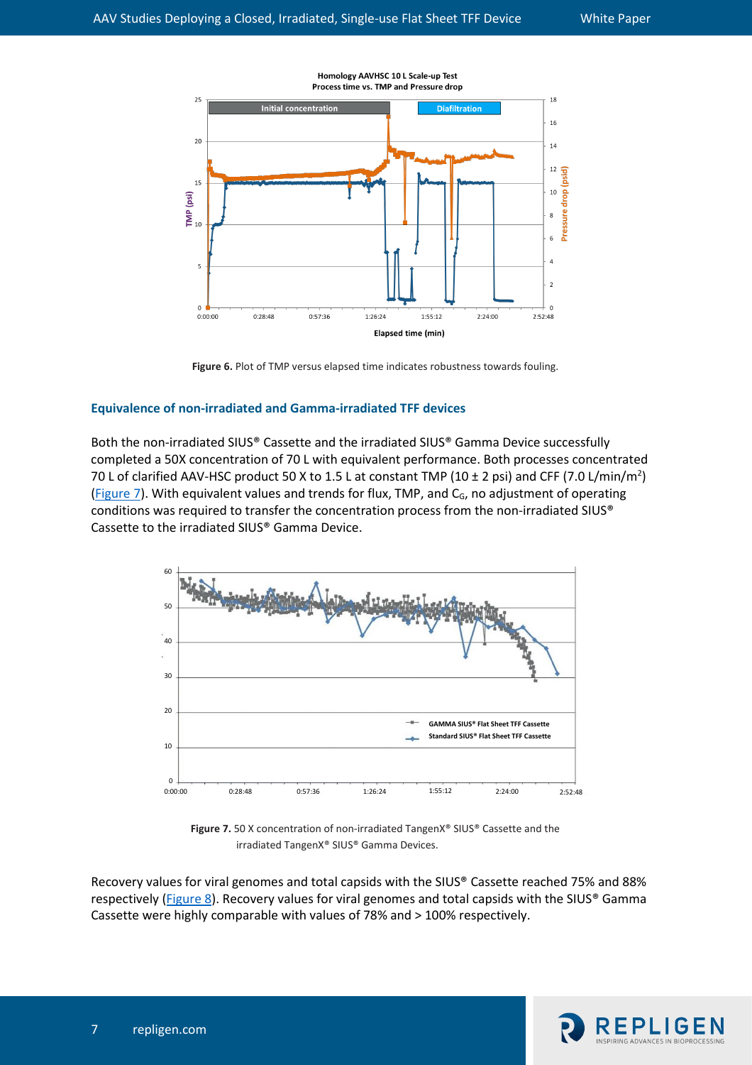**Figure 6.** Plot of TMP versus elapsed time indicates robustness towards fouling.

## Equivalence of non-irradiated and Gamma-irradiated TFF devices

Both the non-irradiated SIUS® Cassette and the irradiated SIUS® Gamma Device successfully completed a 50X concentration of 70 L with equivalent performance. Both processes concentrated 70 L of clarified AAV-HSC product 50 X to 1.5 L at constant TMP (10 ± 2 psi) and CFF (7.0 L/min/m$^2$) (Figure 7). With equivalent values and trends for flux, TMP, and $C_G$, no adjustment of operating conditions was required to transfer the concentration process from the non-irradiated SIUS® Cassette to the irradiated SIUS® Gamma Device.

**Figure 7.** 50 X concentration of non-irradiated TangenX® SIUS® Cassette and the irradiated TangenX® SIUS® Gamma Devices.

Recovery values for viral genomes and total capsids with the SIUS® Cassette reached 75% and 88% respectively (Figure 8). Recovery values for viral genomes and total capsids with the SIUS® Gamma Cassette were highly comparable with values of 78% and > 100% respectively.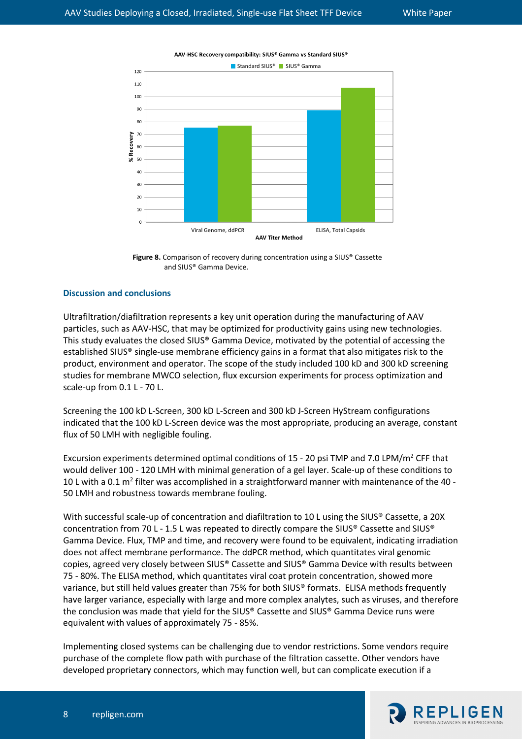**Figure 8.** Comparison of recovery during concentration using a SIUS® Cassette and SIUS® Gamma Device.

## Discussion and conclusions

Ultrafiltration/diafiltration represents a key unit operation during the manufacturing of AAV particles, such as AAV-HSC, that may be optimized for productivity gains using new technologies. This study evaluates the closed SIUS® Gamma Device, motivated by the potential of accessing the established SIUS® single-use membrane efficiency gains in a format that also mitigates risk to the product, environment and operator. The scope of the study included 100 kD and 300 kD screening studies for membrane MWCO selection, flux excursion experiments for process optimization and scale-up from 0.1 L - 70 L.

Screening the 100 kD L-Screen, 300 kD L-Screen and 300 kD J-Screen HyStream configurations indicated that the 100 kD L-Screen device was the most appropriate, producing an average, constant flux of 50 LMH with negligible fouling.

Excursion experiments determined optimal conditions of 15 - 20 psi TMP and 7.0 LPM/m$^2$ CFF that would deliver 100 - 120 LMH with minimal generation of a gel layer. Scale-up of these conditions to 10 L with a 0.1 m$^2$ filter was accomplished in a straightforward manner with maintenance of the 40 - 50 LMH and robustness towards membrane fouling.

With successful scale-up of concentration and diafiltration to 10 L using the SIUS® Cassette, a 20X concentration from 70 L - 1.5 L was repeated to directly compare the SIUS® Cassette and SIUS® Gamma Device. Flux, TMP and time, and recovery were found to be equivalent, indicating irradiation does not affect membrane performance. The ddPCR method, which quantitates viral genomic copies, agreed very closely between SIUS® Cassette and SIUS® Gamma Device with results between 75 - 80%. The ELISA method, which quantitates viral coat protein concentration, showed more variance, but still held values greater than 75% for both SIUS® formats. ELISA methods frequently have larger variance, especially with large and more complex analytes, such as viruses, and therefore the conclusion was made that yield for the SIUS® Cassette and SIUS® Gamma Device runs were equivalent with values of approximately 75 - 85%.

Implementing closed systems can be challenging due to vendor restrictions. Some vendors require purchase of the complete flow path with purchase of the filtration cassette. Other vendors have developed proprietary connectors, which may function well, but can complicate execution if a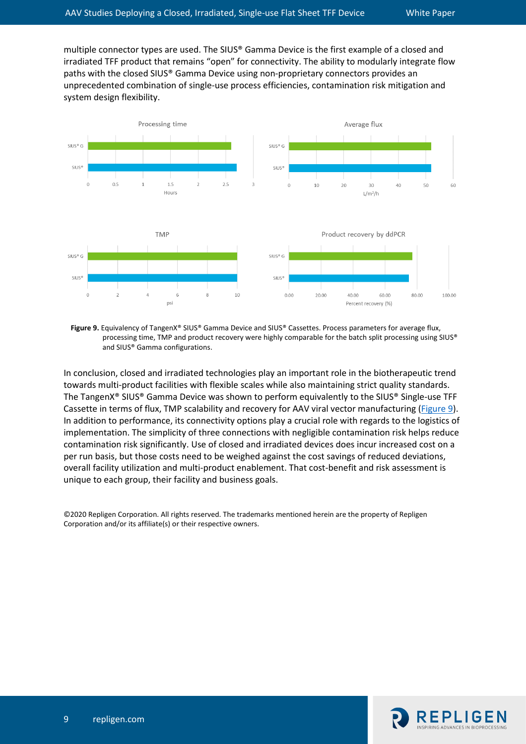multiple connector types are used. The SIUS® Gamma Device is the first example of a closed and irradiated TFF product that remains "open" for connectivity. The ability to modularly integrate flow paths with the closed SIUS® Gamma Device using non-proprietary connectors provides an unprecedented combination of single-use process efficiencies, contamination risk mitigation and system design flexibility.

Processing time

SIUS® G

SIUS®

0 0.5 1 1.5 2 2.5 3

Hours

Average flux

SIUS® G

SIUS®

0 10 20 30 40 50 60

L/m²/h

TMP

SIUS® G

SIUS®

0 2 4 6 8 10

psi

Product recovery by ddPCR

SIUS® G

SIUS®

0.00 20.00 40.00 60.00 80.00 100.00

Percent recovery (%)

**Figure 9.** Equivalency of TangenX® SIUS® Gamma Device and SIUS® Cassettes. Process parameters for average flux, processing time, TMP and product recovery were highly comparable for the batch split processing using SIUS® and SIUS® Gamma configurations.

In conclusion, closed and irradiated technologies play an important role in the biotherapeutic trend towards multi-product facilities with flexible scales while also maintaining strict quality standards. The TangenX® SIUS® Gamma Device was shown to perform equivalently to the SIUS® Single-use TFF Cassette in terms of flux, TMP scalability and recovery for AAV viral vector manufacturing (Figure 9). In addition to performance, its connectivity options play a crucial role with regards to the logistics of implementation. The simplicity of three connections with negligible contamination risk helps reduce contamination risk significantly. Use of closed and irradiated devices does incur increased cost on a per run basis, but those costs need to be weighed against the cost savings of reduced deviations, overall facility utilization and multi-product enablement. That cost-benefit and risk assessment is unique to each group, their facility and business goals.

©2020 Repligen Corporation. All rights reserved. The trademarks mentioned herein are the property of Repligen Corporation and/or its affiliate(s) or their respective owners.